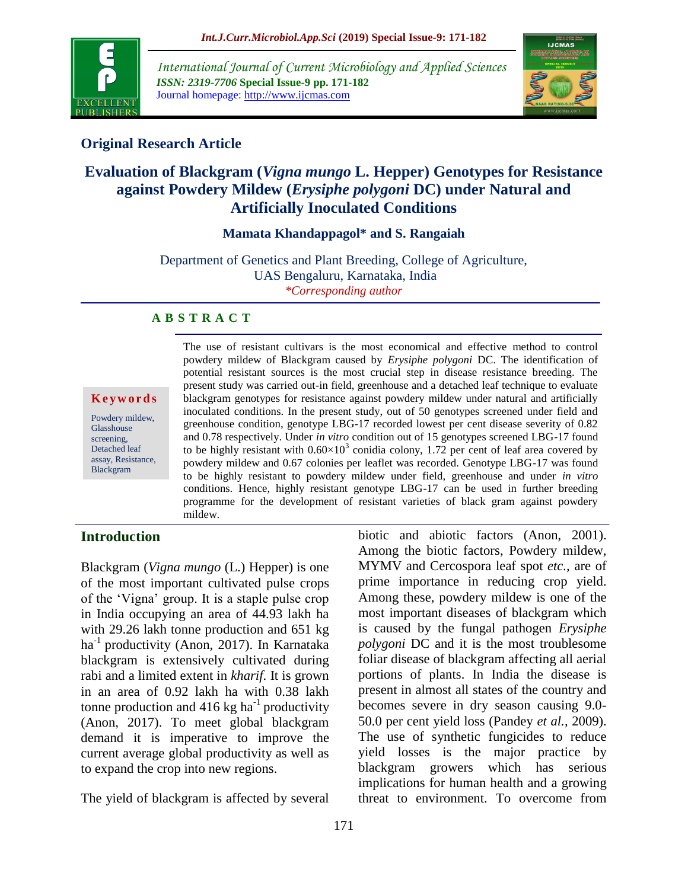## Original Research Article

# Evaluation of Blackgram (*Vigna mungo* L. Hepper) Genotypes for Resistance against Powdery Mildew (*Erysiphe polygoni* DC) under Natural and Artificially Inoculated Conditions

**Mamata Khandappagol\* and S. Rangaiah**

Department of Genetics and Plant Breeding, College of Agriculture, UAS Bengaluru, Karnataka, India

*\*Corresponding author*

## A B S T R A C T

**Keywords**

Powdery mildew, Glasshouse screening, Detached leaf assay, Resistance, Blackgram

The use of resistant cultivars is the most economical and effective method to control powdery mildew of Blackgram caused by *Erysiphe polygoni* DC. The identification of potential resistant sources is the most crucial step in disease resistance breeding. The present study was carried out-in field, greenhouse and a detached leaf technique to evaluate blackgram genotypes for resistance against powdery mildew under natural and artificially inoculated conditions. In the present study, out of 50 genotypes screened under field and greenhouse condition, genotype LBG-17 recorded lowest per cent disease severity of 0.82 and 0.78 respectively. Under *in vitro* condition out of 15 genotypes screened LBG-17 found to be highly resistant with $0.60 \times 10^3$ conidia colony, 1.72 per cent of leaf area covered by powdery mildew and 0.67 colonies per leaflet was recorded. Genotype LBG-17 was found to be highly resistant to powdery mildew under field, greenhouse and under *in vitro* conditions. Hence, highly resistant genotype LBG-17 can be used in further breeding programme for the development of resistant varieties of black gram against powdery mildew.

## Introduction

Blackgram (*Vigna mungo* (L.) Hepper) is one of the most important cultivated pulse crops of the 'Vigna' group. It is a staple pulse crop in India occupying an area of 44.93 lakh ha with 29.26 lakh tonne production and 651 kg ha$^{-1}$ productivity (Anon, 2017). In Karnataka blackgram is extensively cultivated during rabi and a limited extent in *kharif*. It is grown in an area of 0.92 lakh ha with 0.38 lakh tonne production and 416 kg ha$^{-1}$ productivity (Anon, 2017). To meet global blackgram demand it is imperative to improve the current average global productivity as well as to expand the crop into new regions.

The yield of blackgram is affected by several biotic and abiotic factors (Anon, 2001). Among the biotic factors, Powdery mildew, MYMV and Cercospora leaf spot *etc.*, are of prime importance in reducing crop yield. Among these, powdery mildew is one of the most important diseases of blackgram which is caused by the fungal pathogen *Erysiphe polygoni* DC and it is the most troublesome foliar disease of blackgram affecting all aerial portions of plants. In India the disease is present in almost all states of the country and becomes severe in dry season causing 9.0-50.0 per cent yield loss (Pandey *et al.,* 2009). The use of synthetic fungicides to reduce yield losses is the major practice by blackgram growers which has serious implications for human health and a growing threat to environment. To overcome from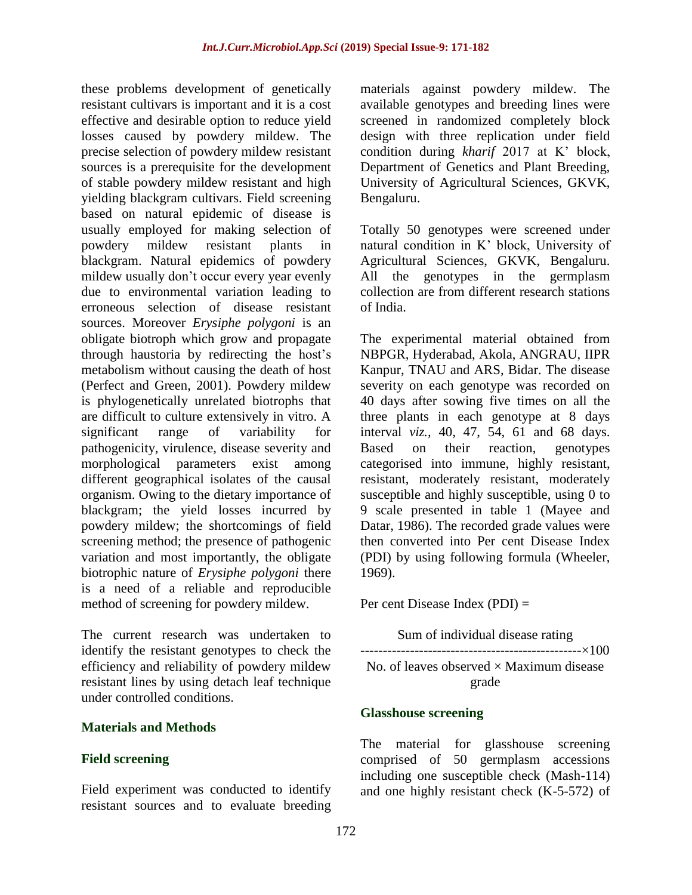these problems development of genetically resistant cultivars is important and it is a cost effective and desirable option to reduce yield losses caused by powdery mildew. The precise selection of powdery mildew resistant sources is a prerequisite for the development of stable powdery mildew resistant and high yielding blackgram cultivars. Field screening based on natural epidemic of disease is usually employed for making selection of powdery mildew resistant plants in blackgram. Natural epidemics of powdery mildew usually don't occur every year evenly due to environmental variation leading to erroneous selection of disease resistant sources. Moreover *Erysiphe polygoni* is an obligate biotroph which grow and propagate through haustoria by redirecting the host's metabolism without causing the death of host (Perfect and Green, 2001). Powdery mildew is phylogenetically unrelated biotrophs that are difficult to culture extensively in vitro. A significant range of variability for pathogenicity, virulence, disease severity and morphological parameters exist among different geographical isolates of the causal organism. Owing to the dietary importance of blackgram; the yield losses incurred by powdery mildew; the shortcomings of field screening method; the presence of pathogenic variation and most importantly, the obligate biotrophic nature of *Erysiphe polygoni* there is a need of a reliable and reproducible method of screening for powdery mildew.

The current research was undertaken to identify the resistant genotypes to check the efficiency and reliability of powdery mildew resistant lines by using detach leaf technique under controlled conditions.

## Materials and Methods

### Field screening

Field experiment was conducted to identify resistant sources and to evaluate breeding materials against powdery mildew. The available genotypes and breeding lines were screened in randomized completely block design with three replication under field condition during *kharif* 2017 at K' block, Department of Genetics and Plant Breeding, University of Agricultural Sciences, GKVK, Bengaluru.

Totally 50 genotypes were screened under natural condition in K' block, University of Agricultural Sciences, GKVK, Bengaluru. All the genotypes in the germplasm collection are from different research stations of India.

The experimental material obtained from NBPGR, Hyderabad, Akola, ANGRAU, IIPR Kanpur, TNAU and ARS, Bidar. The disease severity on each genotype was recorded on 40 days after sowing five times on all the three plants in each genotype at 8 days interval *viz.,* 40, 47, 54, 61 and 68 days. Based on their reaction, genotypes categorised into immune, highly resistant, resistant, moderately resistant, moderately susceptible and highly susceptible, using 0 to 9 scale presented in table 1 (Mayee and Datar, 1986). The recorded grade values were then converted into Per cent Disease Index (PDI) by using following formula (Wheeler, 1969).

$$\text{Per cent Disease Index (PDI)} = \frac{\text{Sum of individual disease rating}}{\text{No. of leaves observed} \times \text{Maximum disease grade}} \times 100$$

### Glasshouse screening

The material for glasshouse screening comprised of 50 germplasm accessions including one susceptible check (Mash-114) and one highly resistant check (K-5-572) of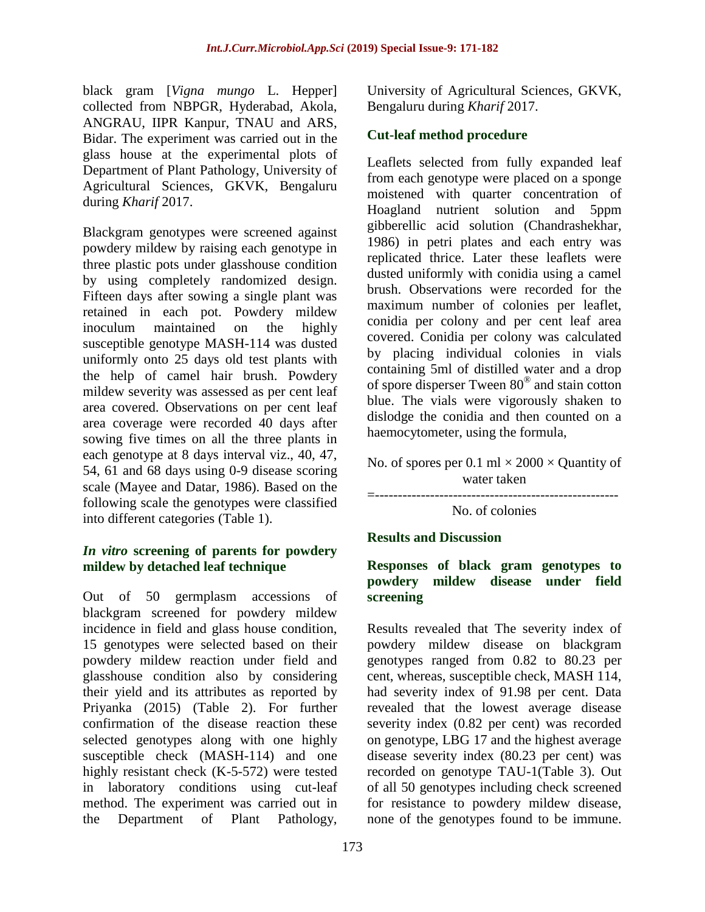black gram [*Vigna mungo* L. Hepper] collected from NBPGR, Hyderabad, Akola, ANGRAU, IIPR Kanpur, TNAU and ARS, Bidar. The experiment was carried out in the glass house at the experimental plots of Department of Plant Pathology, University of Agricultural Sciences, GKVK, Bengaluru during *Kharif* 2017.

Blackgram genotypes were screened against powdery mildew by raising each genotype in three plastic pots under glasshouse condition by using completely randomized design. Fifteen days after sowing a single plant was retained in each pot. Powdery mildew inoculum maintained on the highly susceptible genotype MASH-114 was dusted uniformly onto 25 days old test plants with the help of camel hair brush. Powdery mildew severity was assessed as per cent leaf area covered. Observations on per cent leaf area coverage were recorded 40 days after sowing five times on all the three plants in each genotype at 8 days interval viz., 40, 47, 54, 61 and 68 days using 0-9 disease scoring scale (Mayee and Datar, 1986). Based on the following scale the genotypes were classified into different categories (Table 1).

### *In vitro* screening of parents for powdery mildew by detached leaf technique

Out of 50 germplasm accessions of blackgram screened for powdery mildew incidence in field and glass house condition, 15 genotypes were selected based on their powdery mildew reaction under field and glasshouse condition also by considering their yield and its attributes as reported by Priyanka (2015) (Table 2). For further confirmation of the disease reaction these selected genotypes along with one highly susceptible check (MASH-114) and one highly resistant check (K-5-572) were tested in laboratory conditions using cut-leaf method. The experiment was carried out in the Department of Plant Pathology, University of Agricultural Sciences, GKVK, Bengaluru during *Kharif* 2017.

### Cut-leaf method procedure

Leaflets selected from fully expanded leaf from each genotype were placed on a sponge moistened with quarter concentration of Hoagland nutrient solution and 5ppm gibberellic acid solution (Chandrashekhar, 1986) in petri plates and each entry was replicated thrice. Later these leaflets were dusted uniformly with conidia using a camel brush. Observations were recorded for the maximum number of colonies per leaflet, conidia per colony and per cent leaf area covered. Conidia per colony was calculated by placing individual colonies in vials containing 5ml of distilled water and a drop of spore disperser Tween 80® and stain cotton blue. The vials were vigorously shaken to dislodge the conidia and then counted on a haemocytometer, using the formula,

$$= \frac{\text{No. of spores per 0.1 ml} \times 2000 \times \text{Quantity of water taken}}{\text{No. of colonies}}$$

## Results and Discussion

### Responses of black gram genotypes to powdery mildew disease under field screening

Results revealed that The severity index of powdery mildew disease on blackgram genotypes ranged from 0.82 to 80.23 per cent, whereas, susceptible check, MASH 114, had severity index of 91.98 per cent. Data revealed that the lowest average disease severity index (0.82 per cent) was recorded on genotype, LBG 17 and the highest average disease severity index (80.23 per cent) was recorded on genotype TAU-1(Table 3). Out of all 50 genotypes including check screened for resistance to powdery mildew disease, none of the genotypes found to be immune.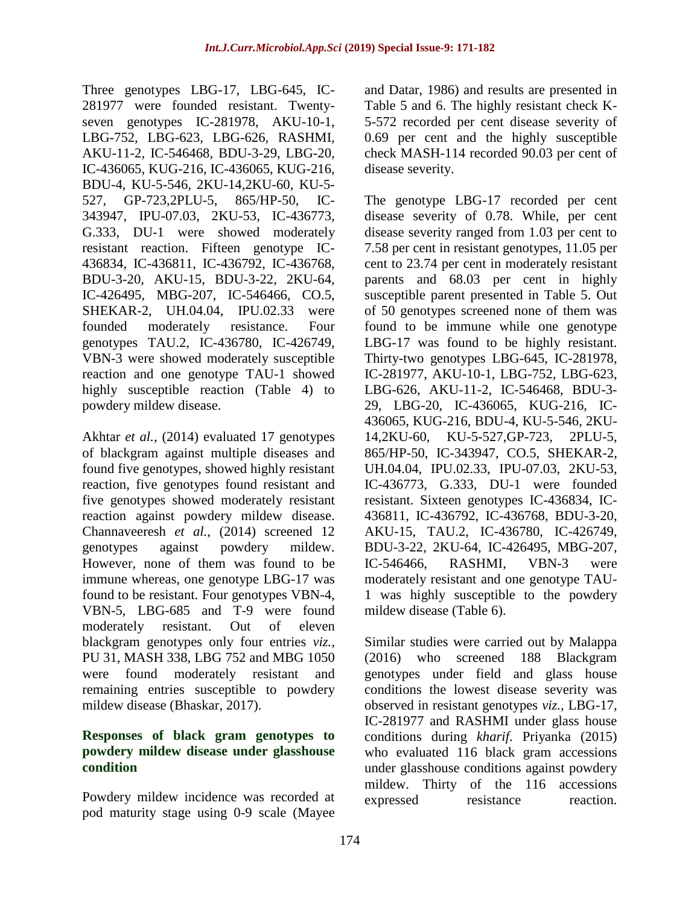Three genotypes LBG-17, LBG-645, IC-281977 were founded resistant. Twenty-seven genotypes IC-281978, AKU-10-1, LBG-752, LBG-623, LBG-626, RASHMI, AKU-11-2, IC-546468, BDU-3-29, LBG-20, IC-436065, KUG-216, IC-436065, KUG-216, BDU-4, KU-5-546, 2KU-14,2KU-60, KU-5-527, GP-723,2PLU-5, 865/HP-50, IC-343947, IPU-07.03, 2KU-53, IC-436773, G.333, DU-1 were showed moderately resistant reaction. Fifteen genotype IC-436834, IC-436811, IC-436792, IC-436768, BDU-3-20, AKU-15, BDU-3-22, 2KU-64, IC-426495, MBG-207, IC-546466, CO.5, SHEKAR-2, UH.04.04, IPU.02.33 were founded moderately resistance. Four genotypes TAU.2, IC-436780, IC-426749, VBN-3 were showed moderately susceptible reaction and one genotype TAU-1 showed highly susceptible reaction (Table 4) to powdery mildew disease.

Akhtar *et al.,* (2014) evaluated 17 genotypes of blackgram against multiple diseases and found five genotypes, showed highly resistant reaction, five genotypes found resistant and five genotypes showed moderately resistant reaction against powdery mildew disease. Channaveeresh *et al.,* (2014) screened 12 genotypes against powdery mildew. However, none of them was found to be immune whereas, one genotype LBG-17 was found to be resistant. Four genotypes VBN-4, VBN-5, LBG-685 and T-9 were found moderately resistant. Out of eleven blackgram genotypes only four entries *viz.,* PU 31, MASH 338, LBG 752 and MBG 1050 were found moderately resistant and remaining entries susceptible to powdery mildew disease (Bhaskar, 2017).

### Responses of black gram genotypes to powdery mildew disease under glasshouse condition

Powdery mildew incidence was recorded at pod maturity stage using 0-9 scale (Mayee and Datar, 1986) and results are presented in Table 5 and 6. The highly resistant check K-5-572 recorded per cent disease severity of 0.69 per cent and the highly susceptible check MASH-114 recorded 90.03 per cent of disease severity.

The genotype LBG-17 recorded per cent disease severity of 0.78. While, per cent disease severity ranged from 1.03 per cent to 7.58 per cent in resistant genotypes, 11.05 per cent to 23.74 per cent in moderately resistant parents and 68.03 per cent in highly susceptible parent presented in Table 5. Out of 50 genotypes screened none of them was found to be immune while one genotype LBG-17 was found to be highly resistant. Thirty-two genotypes LBG-645, IC-281978, IC-281977, AKU-10-1, LBG-752, LBG-623, LBG-626, AKU-11-2, IC-546468, BDU-3-29, LBG-20, IC-436065, KUG-216, IC-436065, KUG-216, BDU-4, KU-5-546, 2KU-14,2KU-60, KU-5-527,GP-723, 2PLU-5, 865/HP-50, IC-343947, CO.5, SHEKAR-2, UH.04.04, IPU.02.33, IPU-07.03, 2KU-53, IC-436773, G.333, DU-1 were founded resistant. Sixteen genotypes IC-436834, IC-436811, IC-436792, IC-436768, BDU-3-20, AKU-15, TAU.2, IC-436780, IC-426749, BDU-3-22, 2KU-64, IC-426495, MBG-207, IC-546466, RASHMI, VBN-3 were moderately resistant and one genotype TAU-1 was highly susceptible to the powdery mildew disease (Table 6).

Similar studies were carried out by Malappa (2016) who screened 188 Blackgram genotypes under field and glass house conditions the lowest disease severity was observed in resistant genotypes *viz.,* LBG-17, IC-281977 and RASHMI under glass house conditions during *kharif.* Priyanka (2015) who evaluated 116 black gram accessions under glasshouse conditions against powdery mildew. Thirty of the 116 accessions expressed resistance reaction.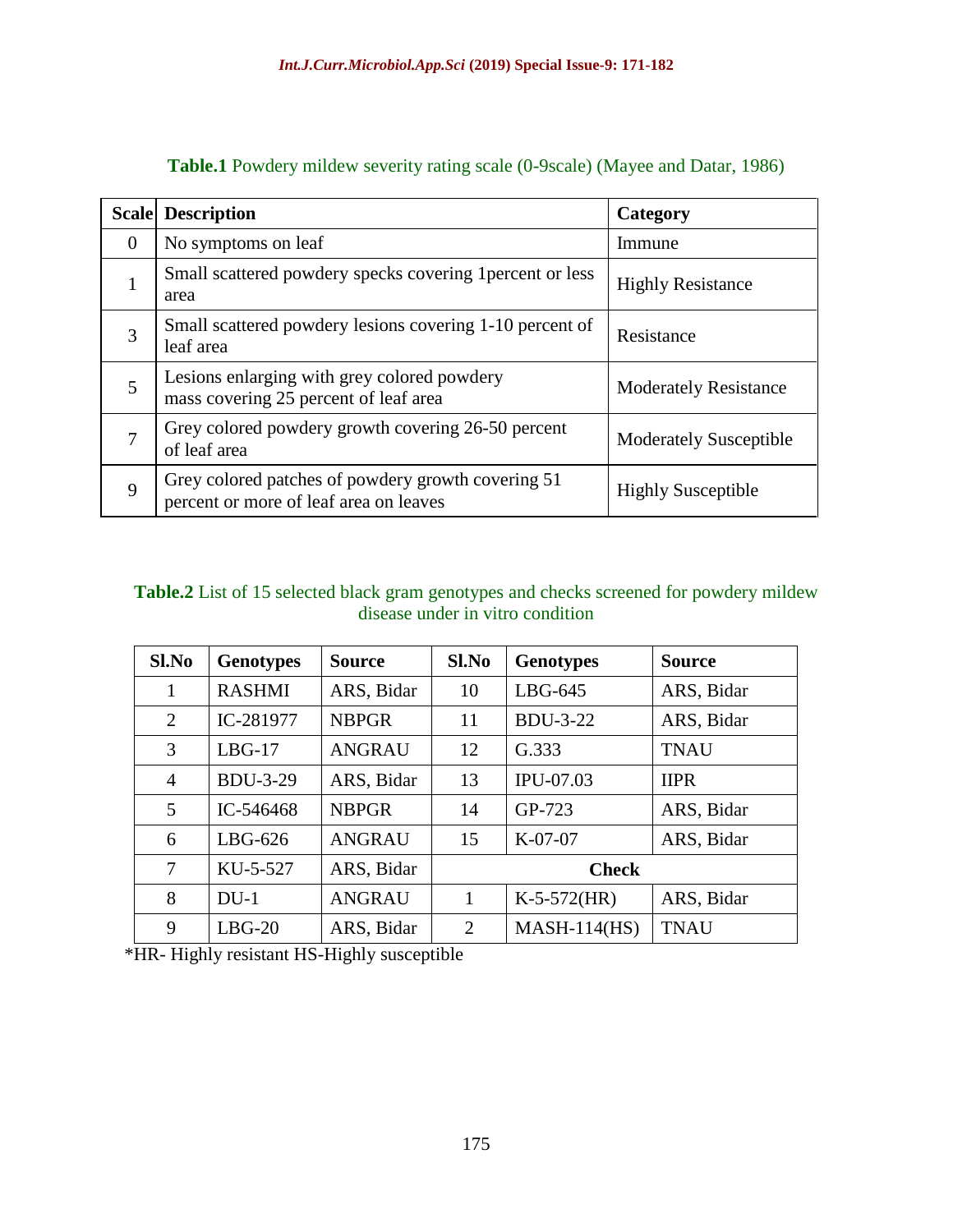**Table.1** Powdery mildew severity rating scale (0-9scale) (Mayee and Datar, 1986)

| Scale | Description | Category |
|---|---|---|
| 0 | No symptoms on leaf | Immune |
| 1 | Small scattered powdery specks covering 1percent or less area | Highly Resistance |
| 3 | Small scattered powdery lesions covering 1-10 percent of leaf area | Resistance |
| 5 | Lesions enlarging with grey colored powdery mass covering 25 percent of leaf area | Moderately Resistance |
| 7 | Grey colored powdery growth covering 26-50 percent of leaf area | Moderately Susceptible |
| 9 | Grey colored patches of powdery growth covering 51 percent or more of leaf area on leaves | Highly Susceptible |

**Table.2** List of 15 selected black gram genotypes and checks screened for powdery mildew disease under in vitro condition

| Sl.No | Genotypes | Source | Sl.No | Genotypes | Source |
|---|---|---|---|---|---|
| 1 | RASHMI | ARS, Bidar | 10 | LBG-645 | ARS, Bidar |
| 2 | IC-281977 | NBPGR | 11 | BDU-3-22 | ARS, Bidar |
| 3 | LBG-17 | ANGRAU | 12 | G.333 | TNAU |
| 4 | BDU-3-29 | ARS, Bidar | 13 | IPU-07.03 | IIPR |
| 5 | IC-546468 | NBPGR | 14 | GP-723 | ARS, Bidar |
| 6 | LBG-626 | ANGRAU | 15 | K-07-07 | ARS, Bidar |
| 7 | KU-5-527 | ARS, Bidar | **Check** | | |
| 8 | DU-1 | ANGRAU | 1 | K-5-572(HR) | ARS, Bidar |
| 9 | LBG-20 | ARS, Bidar | 2 | MASH-114(HS) | TNAU |

*HR- Highly resistant HS-Highly susceptible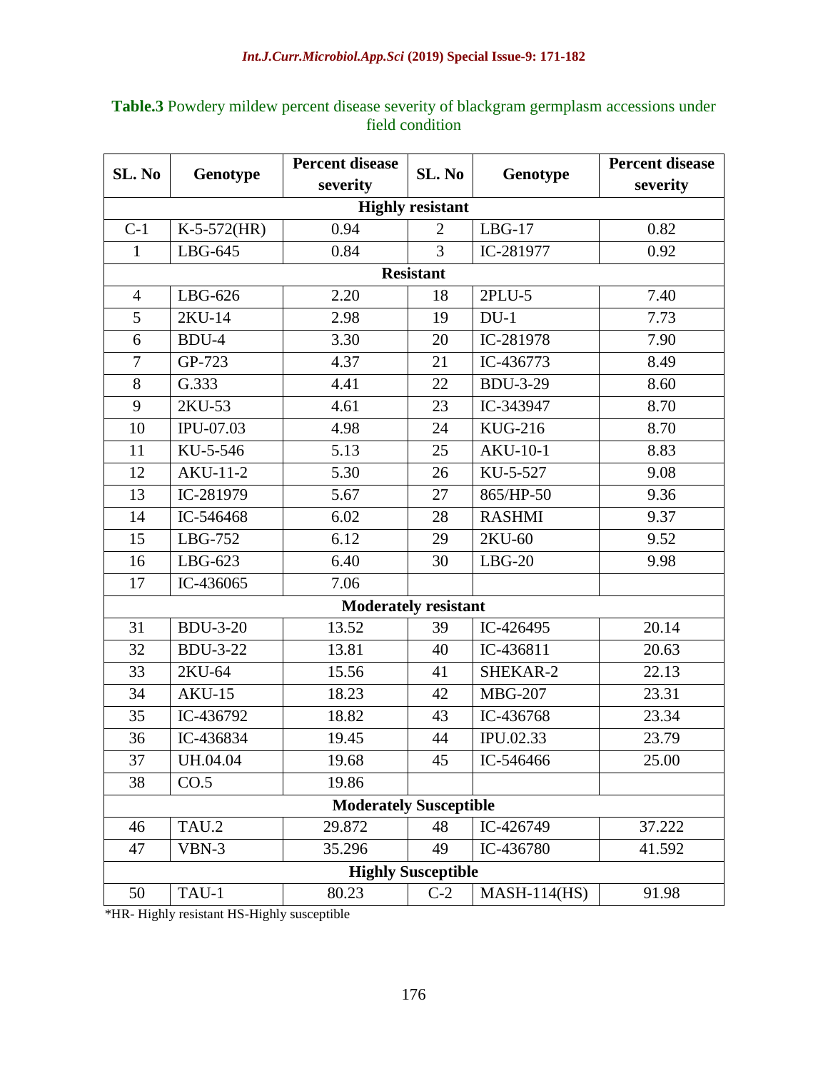**Table.3** Powdery mildew percent disease severity of blackgram germplasm accessions under field condition

| SL. No | Genotype | Percent disease severity | SL. No | Genotype | Percent disease severity |
|---|---|---|---|---|---|
| **Highly resistant** | | | | | |
| C-1 | K-5-572(HR) | 0.94 | 2 | LBG-17 | 0.82 |
| 1 | LBG-645 | 0.84 | 3 | IC-281977 | 0.92 |
| **Resistant** | | | | | |
| 4 | LBG-626 | 2.20 | 18 | 2PLU-5 | 7.40 |
| 5 | 2KU-14 | 2.98 | 19 | DU-1 | 7.73 |
| 6 | BDU-4 | 3.30 | 20 | IC-281978 | 7.90 |
| 7 | GP-723 | 4.37 | 21 | IC-436773 | 8.49 |
| 8 | G.333 | 4.41 | 22 | BDU-3-29 | 8.60 |
| 9 | 2KU-53 | 4.61 | 23 | IC-343947 | 8.70 |
| 10 | IPU-07.03 | 4.98 | 24 | KUG-216 | 8.70 |
| 11 | KU-5-546 | 5.13 | 25 | AKU-10-1 | 8.83 |
| 12 | AKU-11-2 | 5.30 | 26 | KU-5-527 | 9.08 |
| 13 | IC-281979 | 5.67 | 27 | 865/HP-50 | 9.36 |
| 14 | IC-546468 | 6.02 | 28 | RASHMI | 9.37 |
| 15 | LBG-752 | 6.12 | 29 | 2KU-60 | 9.52 |
| 16 | LBG-623 | 6.40 | 30 | LBG-20 | 9.98 |
| 17 | IC-436065 | 7.06 | | | |
| **Moderately resistant** | | | | | |
| 31 | BDU-3-20 | 13.52 | 39 | IC-426495 | 20.14 |
| 32 | BDU-3-22 | 13.81 | 40 | IC-436811 | 20.63 |
| 33 | 2KU-64 | 15.56 | 41 | SHEKAR-2 | 22.13 |
| 34 | AKU-15 | 18.23 | 42 | MBG-207 | 23.31 |
| 35 | IC-436792 | 18.82 | 43 | IC-436768 | 23.34 |
| 36 | IC-436834 | 19.45 | 44 | IPU.02.33 | 23.79 |
| 37 | UH.04.04 | 19.68 | 45 | IC-546466 | 25.00 |
| 38 | CO.5 | 19.86 | | | |
| **Moderately Susceptible** | | | | | |
| 46 | TAU.2 | 29.872 | 48 | IC-426749 | 37.222 |
| 47 | VBN-3 | 35.296 | 49 | IC-436780 | 41.592 |
| **Highly Susceptible** | | | | | |
| 50 | TAU-1 | 80.23 | C-2 | MASH-114(HS) | 91.98 |

*HR- Highly resistant HS-Highly susceptible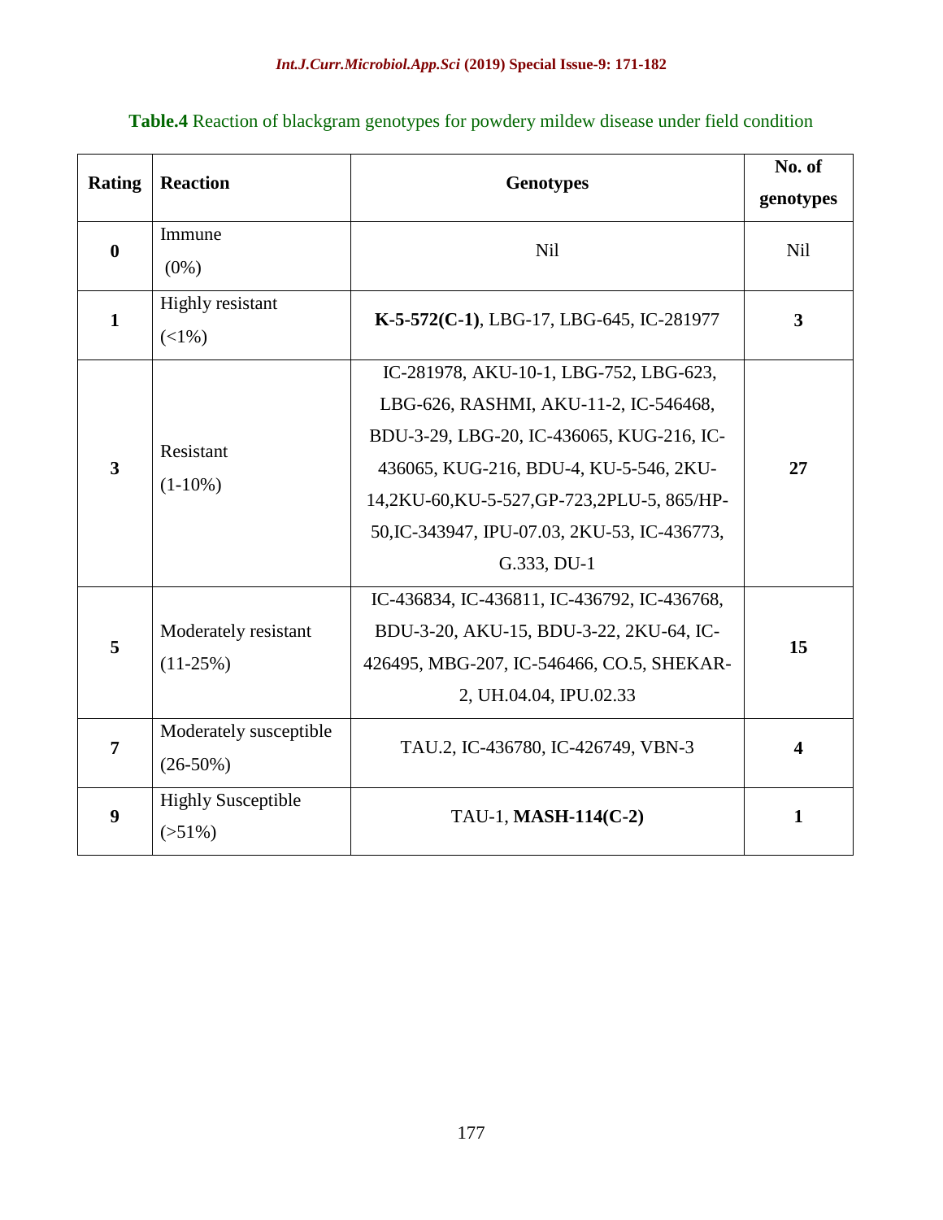**Table.4** Reaction of blackgram genotypes for powdery mildew disease under field condition

| Rating | Reaction | Genotypes | No. of genotypes |
|---|---|---|---|
| **0** | Immune (0%) | Nil | Nil |
| **1** | Highly resistant (<1%) | **K-5-572(C-1)**, LBG-17, LBG-645, IC-281977 | **3** |
| **3** | Resistant (1-10%) | IC-281978, AKU-10-1, LBG-752, LBG-623, LBG-626, RASHMI, AKU-11-2, IC-546468, BDU-3-29, LBG-20, IC-436065, KUG-216, IC-436065, KUG-216, BDU-4, KU-5-546, 2KU-14,2KU-60,KU-5-527,GP-723,2PLU-5, 865/HP-50,IC-343947, IPU-07.03, 2KU-53, IC-436773, G.333, DU-1 | **27** |
| **5** | Moderately resistant (11-25%) | IC-436834, IC-436811, IC-436792, IC-436768, BDU-3-20, AKU-15, BDU-3-22, 2KU-64, IC-426495, MBG-207, IC-546466, CO.5, SHEKAR-2, UH.04.04, IPU.02.33 | **15** |
| **7** | Moderately susceptible (26-50%) | TAU.2, IC-436780, IC-426749, VBN-3 | **4** |
| **9** | Highly Susceptible (>51%) | TAU-1, **MASH-114(C-2)** | **1** |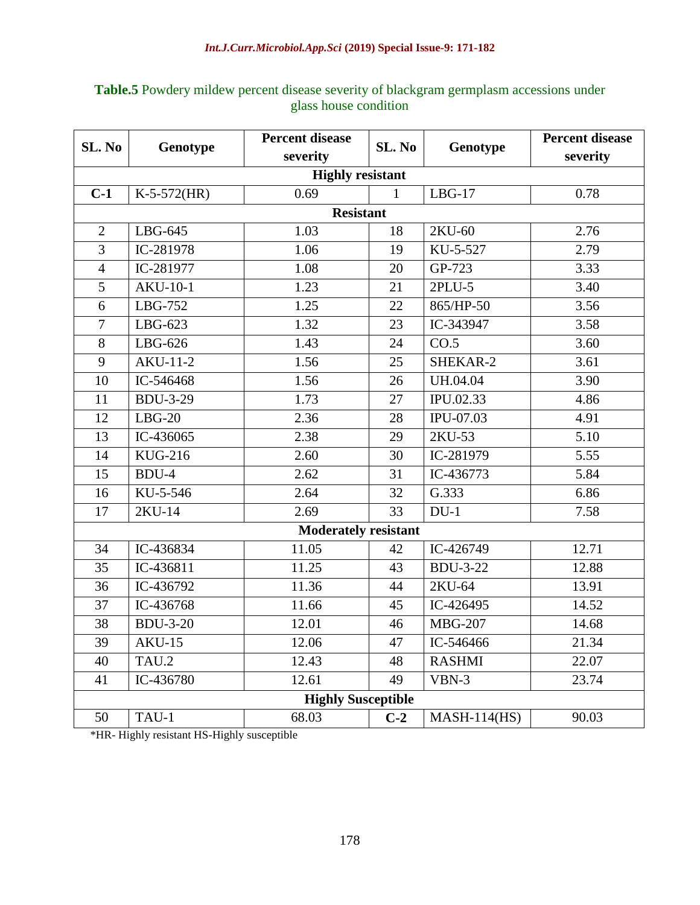**Table.5** Powdery mildew percent disease severity of blackgram germplasm accessions under glass house condition

| SL. No | Genotype | Percent disease severity | SL. No | Genotype | Percent disease severity |
|---|---|---|---|---|---|
| **Highly resistant** | | | | | |
| **C-1** | K-5-572(HR) | 0.69 | 1 | LBG-17 | 0.78 |
| **Resistant** | | | | | |
| 2 | LBG-645 | 1.03 | 18 | 2KU-60 | 2.76 |
| 3 | IC-281978 | 1.06 | 19 | KU-5-527 | 2.79 |
| 4 | IC-281977 | 1.08 | 20 | GP-723 | 3.33 |
| 5 | AKU-10-1 | 1.23 | 21 | 2PLU-5 | 3.40 |
| 6 | LBG-752 | 1.25 | 22 | 865/HP-50 | 3.56 |
| 7 | LBG-623 | 1.32 | 23 | IC-343947 | 3.58 |
| 8 | LBG-626 | 1.43 | 24 | CO.5 | 3.60 |
| 9 | AKU-11-2 | 1.56 | 25 | SHEKAR-2 | 3.61 |
| 10 | IC-546468 | 1.56 | 26 | UH.04.04 | 3.90 |
| 11 | BDU-3-29 | 1.73 | 27 | IPU.02.33 | 4.86 |
| 12 | LBG-20 | 2.36 | 28 | IPU-07.03 | 4.91 |
| 13 | IC-436065 | 2.38 | 29 | 2KU-53 | 5.10 |
| 14 | KUG-216 | 2.60 | 30 | IC-281979 | 5.55 |
| 15 | BDU-4 | 2.62 | 31 | IC-436773 | 5.84 |
| 16 | KU-5-546 | 2.64 | 32 | G.333 | 6.86 |
| 17 | 2KU-14 | 2.69 | 33 | DU-1 | 7.58 |
| **Moderately resistant** | | | | | |
| 34 | IC-436834 | 11.05 | 42 | IC-426749 | 12.71 |
| 35 | IC-436811 | 11.25 | 43 | BDU-3-22 | 12.88 |
| 36 | IC-436792 | 11.36 | 44 | 2KU-64 | 13.91 |
| 37 | IC-436768 | 11.66 | 45 | IC-426495 | 14.52 |
| 38 | BDU-3-20 | 12.01 | 46 | MBG-207 | 14.68 |
| 39 | AKU-15 | 12.06 | 47 | IC-546466 | 21.34 |
| 40 | TAU.2 | 12.43 | 48 | RASHMI | 22.07 |
| 41 | IC-436780 | 12.61 | 49 | VBN-3 | 23.74 |
| **Highly Susceptible** | | | | | |
| 50 | TAU-1 | 68.03 | **C-2** | MASH-114(HS) | 90.03 |

*HR- Highly resistant HS-Highly susceptible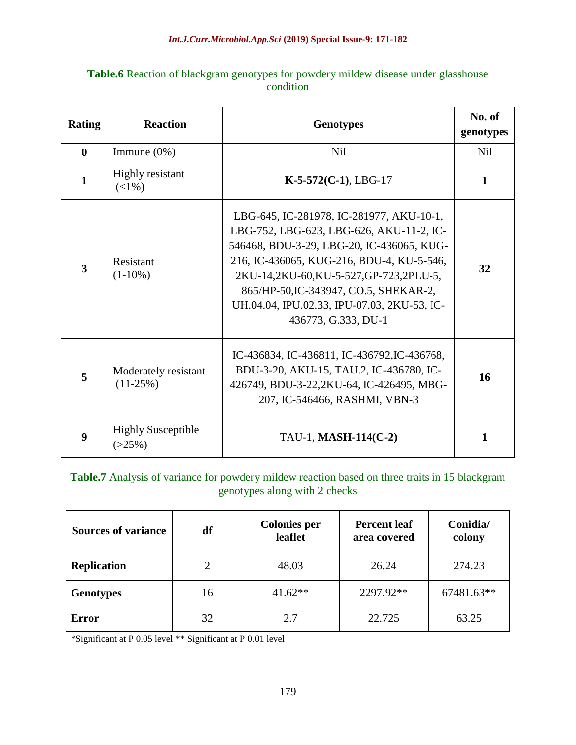**Table.6** Reaction of blackgram genotypes for powdery mildew disease under glasshouse condition

| Rating | Reaction | Genotypes | No. of genotypes |
|---|---|---|---|
| **0** | Immune (0%) | Nil | Nil |
| **1** | Highly resistant (<1%) | **K-5-572(C-1)**, LBG-17 | **1** |
| **3** | Resistant (1-10%) | LBG-645, IC-281978, IC-281977, AKU-10-1, LBG-752, LBG-623, LBG-626, AKU-11-2, IC-546468, BDU-3-29, LBG-20, IC-436065, KUG-216, IC-436065, KUG-216, BDU-4, KU-5-546, 2KU-14,2KU-60,KU-5-527,GP-723,2PLU-5, 865/HP-50,IC-343947, CO.5, SHEKAR-2, UH.04.04, IPU.02.33, IPU-07.03, 2KU-53, IC-436773, G.333, DU-1 | **32** |
| **5** | Moderately resistant (11-25%) | IC-436834, IC-436811, IC-436792,IC-436768, BDU-3-20, AKU-15, TAU.2, IC-436780, IC-426749, BDU-3-22,2KU-64, IC-426495, MBG-207, IC-546466, RASHMI, VBN-3 | **16** |
| **9** | Highly Susceptible (>25%) | TAU-1, **MASH-114(C-2)** | **1** |

**Table.7** Analysis of variance for powdery mildew reaction based on three traits in 15 blackgram genotypes along with 2 checks

| Sources of variance | df | Colonies per leaflet | Percent leaf area covered | Conidia/ colony |
|---|---|---|---|---|
| **Replication** | 2 | 48.03 | 26.24 | 274.23 |
| **Genotypes** | 16 | 41.62** | 2297.92** | 67481.63** |
| **Error** | 32 | 2.7 | 22.725 | 63.25 |

*Significant at P 0.05 level ** Significant at P 0.01 level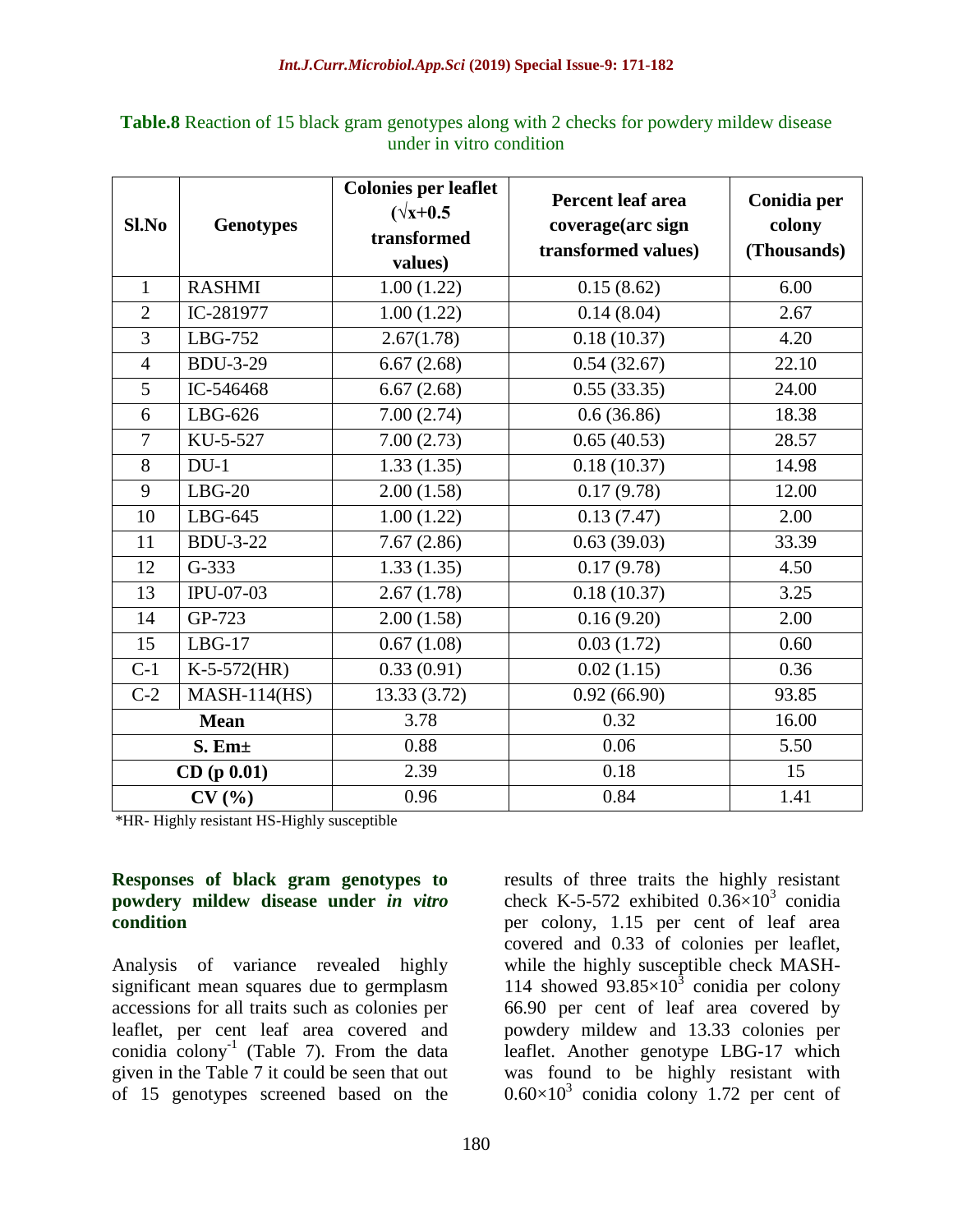**Table.8** Reaction of 15 black gram genotypes along with 2 checks for powdery mildew disease under in vitro condition

| Sl.No | Genotypes | Colonies per leaflet ($\sqrt{x+0.5}$ transformed values) | Percent leaf area coverage(arc sign transformed values) | Conidia per colony (Thousands) |
|---|---|---|---|---|
| 1 | RASHMI | 1.00 (1.22) | 0.15 (8.62) | 6.00 |
| 2 | IC-281977 | 1.00 (1.22) | 0.14 (8.04) | 2.67 |
| 3 | LBG-752 | 2.67(1.78) | 0.18 (10.37) | 4.20 |
| 4 | BDU-3-29 | 6.67 (2.68) | 0.54 (32.67) | 22.10 |
| 5 | IC-546468 | 6.67 (2.68) | 0.55 (33.35) | 24.00 |
| 6 | LBG-626 | 7.00 (2.74) | 0.6 (36.86) | 18.38 |
| 7 | KU-5-527 | 7.00 (2.73) | 0.65 (40.53) | 28.57 |
| 8 | DU-1 | 1.33 (1.35) | 0.18 (10.37) | 14.98 |
| 9 | LBG-20 | 2.00 (1.58) | 0.17 (9.78) | 12.00 |
| 10 | LBG-645 | 1.00 (1.22) | 0.13 (7.47) | 2.00 |
| 11 | BDU-3-22 | 7.67 (2.86) | 0.63 (39.03) | 33.39 |
| 12 | G-333 | 1.33 (1.35) | 0.17 (9.78) | 4.50 |
| 13 | IPU-07-03 | 2.67 (1.78) | 0.18 (10.37) | 3.25 |
| 14 | GP-723 | 2.00 (1.58) | 0.16 (9.20) | 2.00 |
| 15 | LBG-17 | 0.67 (1.08) | 0.03 (1.72) | 0.60 |
| C-1 | K-5-572(HR) | 0.33 (0.91) | 0.02 (1.15) | 0.36 |
| C-2 | MASH-114(HS) | 13.33 (3.72) | 0.92 (66.90) | 93.85 |
| **Mean** | | 3.78 | 0.32 | 16.00 |
| **S. Em±** | | 0.88 | 0.06 | 5.50 |
| **CD (p 0.01)** | | 2.39 | 0.18 | 15 |
| **CV (%)** | | 0.96 | 0.84 | 1.41 |

*HR- Highly resistant HS-Highly susceptible

### Responses of black gram genotypes to powdery mildew disease under *in vitro* condition

Analysis of variance revealed highly significant mean squares due to germplasm accessions for all traits such as colonies per leaflet, per cent leaf area covered and conidia colony$^{-1}$ (Table 7). From the data given in the Table 7 it could be seen that out of 15 genotypes screened based on the results of three traits the highly resistant check K-5-572 exhibited $0.36\times10^{3}$ conidia per colony, 1.15 per cent of leaf area covered and 0.33 of colonies per leaflet, while the highly susceptible check MASH-114 showed $93.85\times10^{3}$ conidia per colony 66.90 per cent of leaf area covered by powdery mildew and 13.33 colonies per leaflet. Another genotype LBG-17 which was found to be highly resistant with $0.60\times10^{3}$ conidia colony 1.72 per cent of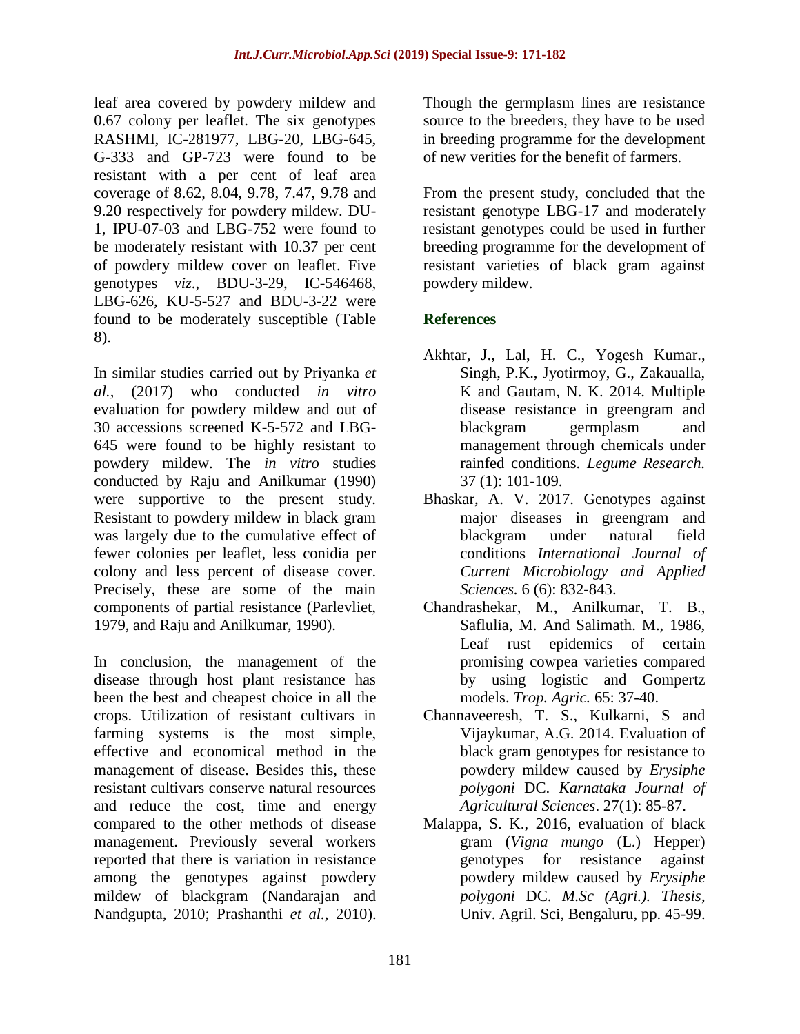leaf area covered by powdery mildew and 0.67 colony per leaflet. The six genotypes RASHMI, IC-281977, LBG-20, LBG-645, G-333 and GP-723 were found to be resistant with a per cent of leaf area coverage of 8.62, 8.04, 9.78, 7.47, 9.78 and 9.20 respectively for powdery mildew. DU-1, IPU-07-03 and LBG-752 were found to be moderately resistant with 10.37 per cent of powdery mildew cover on leaflet. Five genotypes *viz*., BDU-3-29, IC-546468, LBG-626, KU-5-527 and BDU-3-22 were found to be moderately susceptible (Table 8).

In similar studies carried out by Priyanka *et al.,* (2017) who conducted *in vitro* evaluation for powdery mildew and out of 30 accessions screened K-5-572 and LBG-645 were found to be highly resistant to powdery mildew. The *in vitro* studies conducted by Raju and Anilkumar (1990) were supportive to the present study. Resistant to powdery mildew in black gram was largely due to the cumulative effect of fewer colonies per leaflet, less conidia per colony and less percent of disease cover. Precisely, these are some of the main components of partial resistance (Parlevliet, 1979, and Raju and Anilkumar, 1990).

In conclusion, the management of the disease through host plant resistance has been the best and cheapest choice in all the crops. Utilization of resistant cultivars in farming systems is the most simple, effective and economical method in the management of disease. Besides this, these resistant cultivars conserve natural resources and reduce the cost, time and energy compared to the other methods of disease management. Previously several workers reported that there is variation in resistance among the genotypes against powdery mildew of blackgram (Nandarajan and Nandgupta, 2010; Prashanthi *et al.,* 2010). Though the germplasm lines are resistance source to the breeders, they have to be used in breeding programme for the development of new verities for the benefit of farmers.

From the present study, concluded that the resistant genotype LBG-17 and moderately resistant genotypes could be used in further breeding programme for the development of resistant varieties of black gram against powdery mildew.

## References

Akhtar, J., Lal, H. C., Yogesh Kumar., Singh, P.K., Jyotirmoy, G., Zakaualla, K and Gautam, N. K. 2014. Multiple disease resistance in greengram and blackgram germplasm and management through chemicals under rainfed conditions. *Legume Research.* 37 (1): 101-109.

Bhaskar, A. V. 2017. Genotypes against major diseases in greengram and blackgram under natural field conditions *International Journal of Current Microbiology and Applied Sciences.* 6 (6): 832-843.

Chandrashekar, M., Anilkumar, T. B., Saflulia, M. And Salimath. M., 1986, Leaf rust epidemics of certain promising cowpea varieties compared by using logistic and Gompertz models. *Trop. Agric.* 65: 37-40.

Channaveeresh, T. S., Kulkarni, S and Vijaykumar, A.G. 2014. Evaluation of black gram genotypes for resistance to powdery mildew caused by *Erysiphe polygoni* DC. *Karnataka Journal of Agricultural Sciences*. 27(1): 85-87.

Malappa, S. K., 2016, evaluation of black gram (*Vigna mungo* (L.) Hepper) genotypes for resistance against powdery mildew caused by *Erysiphe polygoni* DC. *M.Sc (Agri.). Thesis*, Univ. Agril. Sci, Bengaluru, pp. 45-99.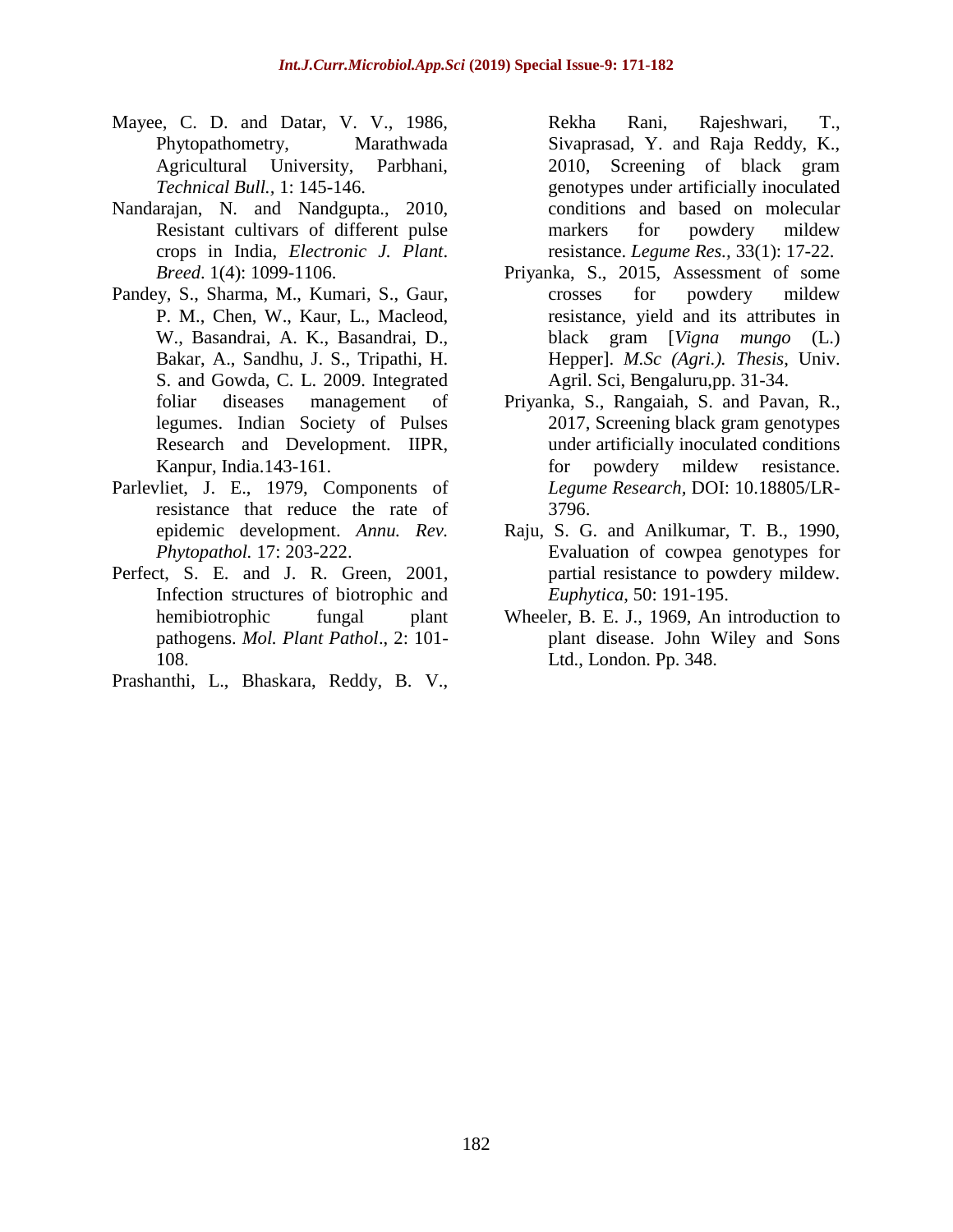Mayee, C. D. and Datar, V. V., 1986, Phytopathometry, Marathwada Agricultural University, Parbhani, *Technical Bull.,* 1: 145-146.

Nandarajan, N. and Nandgupta., 2010, Resistant cultivars of different pulse crops in India, *Electronic J. Plant*. *Breed*. 1(4): 1099-1106.

Pandey, S., Sharma, M., Kumari, S., Gaur, P. M., Chen, W., Kaur, L., Macleod, W., Basandrai, A. K., Basandrai, D., Bakar, A., Sandhu, J. S., Tripathi, H. S. and Gowda, C. L. 2009. Integrated foliar diseases management of legumes. Indian Society of Pulses Research and Development. IIPR, Kanpur, India.143-161.

Parlevliet, J. E., 1979, Components of resistance that reduce the rate of epidemic development. *Annu. Rev. Phytopathol.* 17: 203-222.

Perfect, S. E. and J. R. Green, 2001, Infection structures of biotrophic and hemibiotrophic fungal plant pathogens. *Mol. Plant Pathol*., 2: 101-108.

Prashanthi, L., Bhaskara, Reddy, B. V., Rekha Rani, Rajeshwari, T., Sivaprasad, Y. and Raja Reddy, K., 2010, Screening of black gram genotypes under artificially inoculated conditions and based on molecular markers for powdery mildew resistance. *Legume Res.,* 33(1): 17-22.

Priyanka, S., 2015, Assessment of some crosses for powdery mildew resistance, yield and its attributes in black gram [*Vigna mungo* (L.) Hepper]. *M.Sc (Agri.). Thesis*, Univ. Agril. Sci, Bengaluru,pp. 31-34.

Priyanka, S., Rangaiah, S. and Pavan, R., 2017, Screening black gram genotypes under artificially inoculated conditions for powdery mildew resistance. *Legume Research,* DOI: 10.18805/LR-3796.

Raju, S. G. and Anilkumar, T. B., 1990, Evaluation of cowpea genotypes for partial resistance to powdery mildew. *Euphytica*, 50: 191-195.

Wheeler, B. E. J., 1969, An introduction to plant disease. John Wiley and Sons Ltd., London. Pp. 348.